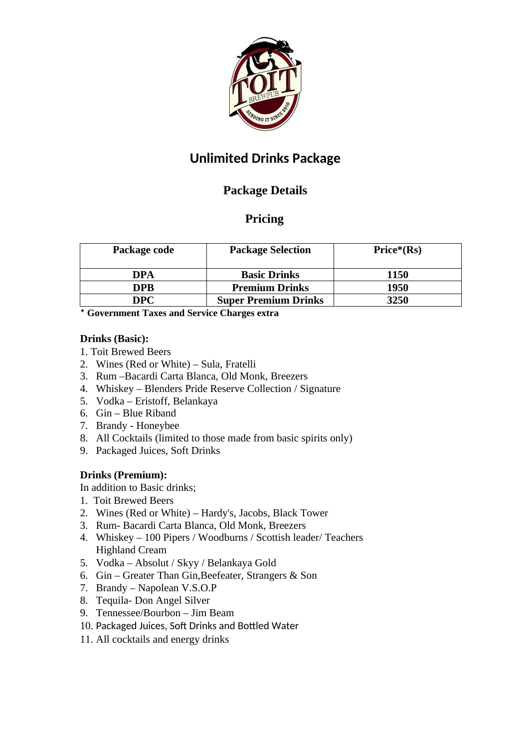# Unlimited Drinks Package

## Package Details

## Pricing

| Package code | Package Selection | Price*(Rs) |
|---|---|---|
| **DPA** | **Basic Drinks** | **1150** |
| **DPB** | **Premium Drinks** | **1950** |
| **DPC** | **Super Premium Drinks** | **3250** |

**\* Government Taxes and Service Charges extra**

**Drinks (Basic):**

1. Toit Brewed Beers
2. Wines (Red or White) – Sula, Fratelli
3. Rum –Bacardi Carta Blanca, Old Monk, Breezers
4. Whiskey – Blenders Pride Reserve Collection / Signature
5. Vodka – Eristoff, Belankaya
6. Gin – Blue Riband
7. Brandy - Honeybee
8. All Cocktails (limited to those made from basic spirits only)
9. Packaged Juices, Soft Drinks

**Drinks (Premium):**

In addition to Basic drinks;

1. Toit Brewed Beers
2. Wines (Red or White) – Hardy's, Jacobs, Black Tower
3. Rum- Bacardi Carta Blanca, Old Monk, Breezers
4. Whiskey – 100 Pipers / Woodburns / Scottish leader/ Teachers Highland Cream
5. Vodka – Absolut / Skyy / Belankaya Gold
6. Gin – Greater Than Gin,Beefeater, Strangers & Son
7. Brandy – Napolean V.S.O.P
8. Tequila- Don Angel Silver
9. Tennessee/Bourbon – Jim Beam
10. Packaged Juices, Soft Drinks and Bottled Water
11. All cocktails and energy drinks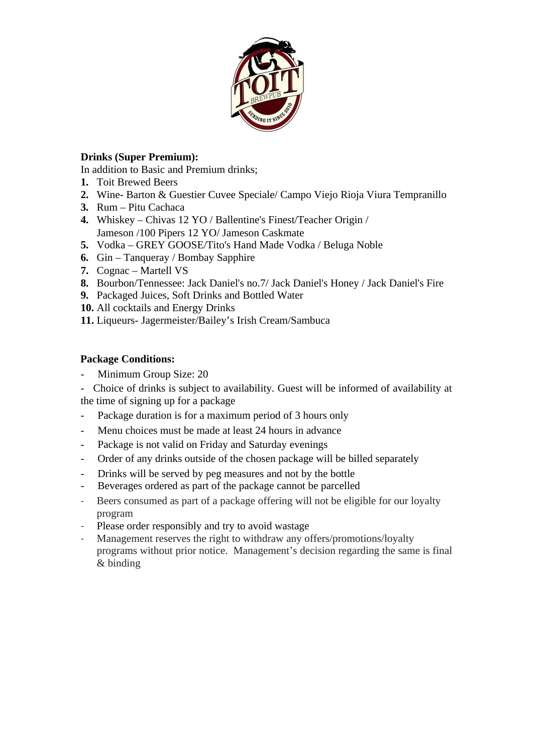**Drinks (Super Premium):**

In addition to Basic and Premium drinks;

1. Toit Brewed Beers
2. Wine- Barton & Guestier Cuvee Speciale/ Campo Viejo Rioja Viura Tempranillo
3. Rum – Pitu Cachaca
4. Whiskey – Chivas 12 YO / Ballentine's Finest/Teacher Origin / Jameson /100 Pipers 12 YO/ Jameson Caskmate
5. Vodka – GREY GOOSE/Tito's Hand Made Vodka / Beluga Noble
6. Gin – Tanqueray / Bombay Sapphire
7. Cognac – Martell VS
8. Bourbon/Tennessee: Jack Daniel's no.7/ Jack Daniel's Honey / Jack Daniel's Fire
9. Packaged Juices, Soft Drinks and Bottled Water
10. All cocktails and Energy Drinks
11. Liqueurs- Jagermeister/Bailey's Irish Cream/Sambuca

**Package Conditions:**

- Minimum Group Size: 20
- Choice of drinks is subject to availability. Guest will be informed of availability at the time of signing up for a package
- Package duration is for a maximum period of 3 hours only
- Menu choices must be made at least 24 hours in advance
- Package is not valid on Friday and Saturday evenings
- Order of any drinks outside of the chosen package will be billed separately
- Drinks will be served by peg measures and not by the bottle
- Beverages ordered as part of the package cannot be parcelled
- Beers consumed as part of a package offering will not be eligible for our loyalty program
- Please order responsibly and try to avoid wastage
- Management reserves the right to withdraw any offers/promotions/loyalty programs without prior notice. Management's decision regarding the same is final & binding